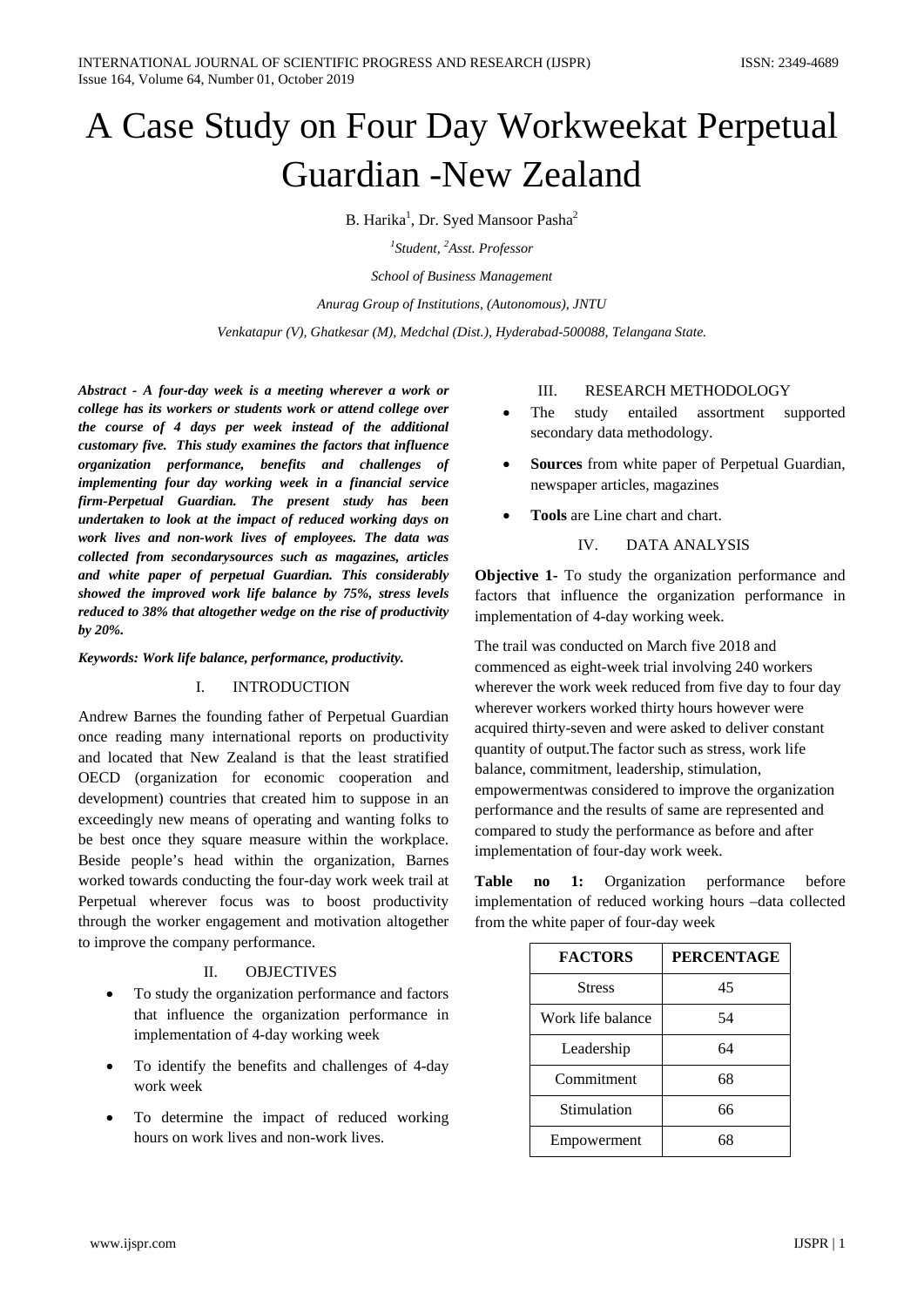# A Case Study on Four Day Workweekat Perpetual Guardian -New Zealand

B. Harika[1], Dr. Syed Mansoor Pasha[2]

[1]*Student,* [2]*Asst. Professor*

*School of Business Management*

*Anurag Group of Institutions, (Autonomous), JNTU*

*Venkatapur (V), Ghatkesar (M), Medchal (Dist.), Hyderabad-500088, Telangana State.*

***Abstract - A four-day week is a meeting wherever a work or college has its workers or students work or attend college over the course of 4 days per week instead of the additional customary five. This study examines the factors that influence organization performance, benefits and challenges of implementing four day working week in a financial service firm-Perpetual Guardian. The present study has been undertaken to look at the impact of reduced working days on work lives and non-work lives of employees. The data was collected from secondarysources such as magazines, articles and white paper of perpetual Guardian. This considerably showed the improved work life balance by 75%, stress levels reduced to 38% that altogether wedge on the rise of productivity by 20%.***

***Keywords: Work life balance, performance, productivity.***

## I. INTRODUCTION

Andrew Barnes the founding father of Perpetual Guardian once reading many international reports on productivity and located that New Zealand is that the least stratified OECD (organization for economic cooperation and development) countries that created him to suppose in an exceedingly new means of operating and wanting folks to be best once they square measure within the workplace. Beside people's head within the organization, Barnes worked towards conducting the four-day work week trail at Perpetual wherever focus was to boost productivity through the worker engagement and motivation altogether to improve the company performance.

## II. OBJECTIVES

- To study the organization performance and factors that influence the organization performance in implementation of 4-day working week
- To identify the benefits and challenges of 4-day work week
- To determine the impact of reduced working hours on work lives and non-work lives.

## III. RESEARCH METHODOLOGY

- The study entailed assortment supported secondary data methodology.
- **Sources** from white paper of Perpetual Guardian, newspaper articles, magazines
- **Tools** are Line chart and chart.

## IV. DATA ANALYSIS

**Objective 1-** To study the organization performance and factors that influence the organization performance in implementation of 4-day working week.

The trail was conducted on March five 2018 and commenced as eight-week trial involving 240 workers wherever the work week reduced from five day to four day wherever workers worked thirty hours however were acquired thirty-seven and were asked to deliver constant quantity of output.The factor such as stress, work life balance, commitment, leadership, stimulation, empowermentwas considered to improve the organization performance and the results of same are represented and compared to study the performance as before and after implementation of four-day work week.

**Table no 1:** Organization performance before implementation of reduced working hours –data collected from the white paper of four-day week

| FACTORS | PERCENTAGE |
|---|---|
| Stress | 45 |
| Work life balance | 54 |
| Leadership | 64 |
| Commitment | 68 |
| Stimulation | 66 |
| Empowerment | 68 |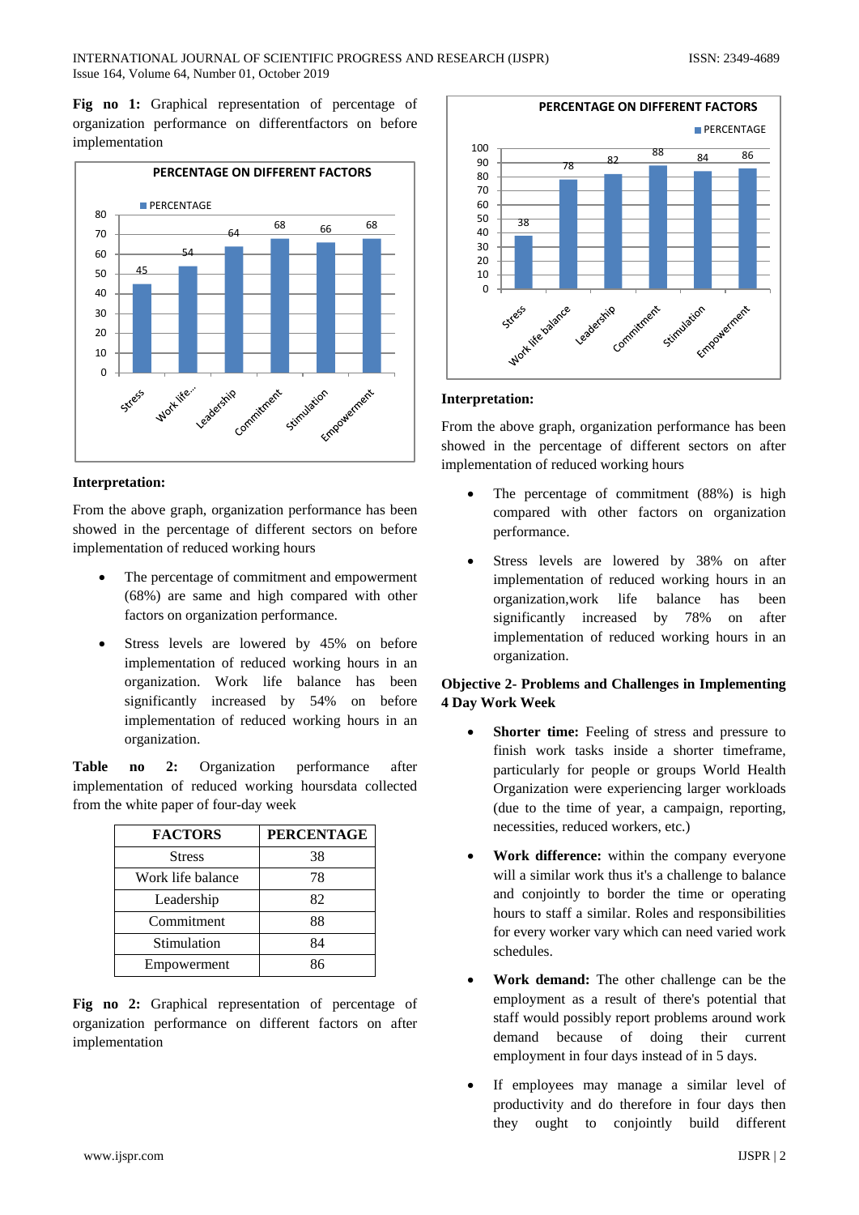**Fig no 1:** Graphical representation of percentage of organization performance on differentfactors on before implementation

**Interpretation:**

From the above graph, organization performance has been showed in the percentage of different sectors on before implementation of reduced working hours

- The percentage of commitment and empowerment (68%) are same and high compared with other factors on organization performance.
- Stress levels are lowered by 45% on before implementation of reduced working hours in an organization. Work life balance has been significantly increased by 54% on before implementation of reduced working hours in an organization.

**Table no 2:** Organization performance after implementation of reduced working hoursdata collected from the white paper of four-day week

| FACTORS | PERCENTAGE |
|---|---|
| Stress | 38 |
| Work life balance | 78 |
| Leadership | 82 |
| Commitment | 88 |
| Stimulation | 84 |
| Empowerment | 86 |

**Fig no 2:** Graphical representation of percentage of organization performance on different factors on after implementation

**Interpretation:**

From the above graph, organization performance has been showed in the percentage of different sectors on after implementation of reduced working hours

- The percentage of commitment (88%) is high compared with other factors on organization performance.
- Stress levels are lowered by 38% on after implementation of reduced working hours in an organization,work life balance has been significantly increased by 78% on after implementation of reduced working hours in an organization.

**Objective 2- Problems and Challenges in Implementing 4 Day Work Week**

- **Shorter time:** Feeling of stress and pressure to finish work tasks inside a shorter timeframe, particularly for people or groups World Health Organization were experiencing larger workloads (due to the time of year, a campaign, reporting, necessities, reduced workers, etc.)
- **Work difference:** within the company everyone will a similar work thus it's a challenge to balance and conjointly to border the time or operating hours to staff a similar. Roles and responsibilities for every worker vary which can need varied work schedules.
- **Work demand:** The other challenge can be the employment as a result of there's potential that staff would possibly report problems around work demand because of doing their current employment in four days instead of in 5 days.
- If employees may manage a similar level of productivity and do therefore in four days then they ought to conjointly build different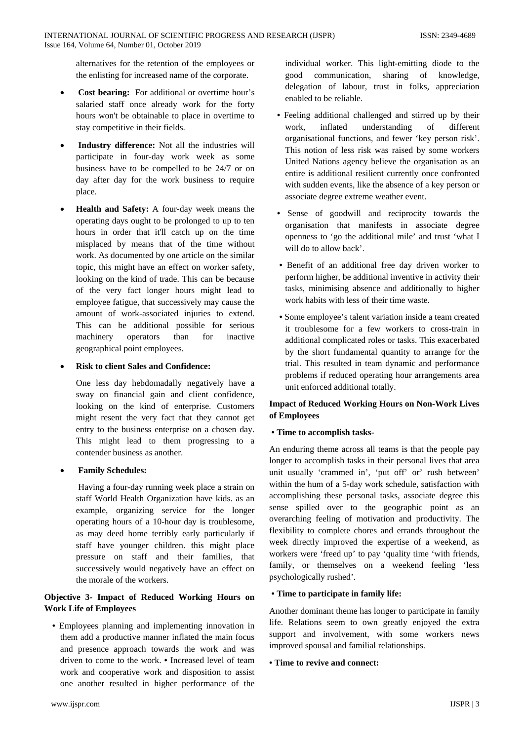alternatives for the retention of the employees or the enlisting for increased name of the corporate.

- **Cost bearing:** For additional or overtime hour's salaried staff once already work for the forty hours won't be obtainable to place in overtime to stay competitive in their fields.
- **Industry difference:** Not all the industries will participate in four-day work week as some business have to be compelled to be 24/7 or on day after day for the work business to require place.
- **Health and Safety:** A four-day week means the operating days ought to be prolonged to up to ten hours in order that it'll catch up on the time misplaced by means that of the time without work. As documented by one article on the similar topic, this might have an effect on worker safety, looking on the kind of trade. This can be because of the very fact longer hours might lead to employee fatigue, that successively may cause the amount of work-associated injuries to extend. This can be additional possible for serious machinery operators than for inactive geographical point employees.
- **Risk to client Sales and Confidence:**

  One less day hebdomadally negatively have a sway on financial gain and client confidence, looking on the kind of enterprise. Customers might resent the very fact that they cannot get entry to the business enterprise on a chosen day. This might lead to them progressing to a contender business as another.

- **Family Schedules:**

  Having a four-day running week place a strain on staff World Health Organization have kids. as an example, organizing service for the longer operating hours of a 10-hour day is troublesome, as may deed home terribly early particularly if staff have younger children. this might place pressure on staff and their families, that successively would negatively have an effect on the morale of the workers.

**Objective 3- Impact of Reduced Working Hours on Work Life of Employees**

- Employees planning and implementing innovation in them add a productive manner inflated the main focus and presence approach towards the work and was driven to come to the work. • Increased level of team work and cooperative work and disposition to assist one another resulted in higher performance of the individual worker. This light-emitting diode to the good communication, sharing of knowledge, delegation of labour, trust in folks, appreciation enabled to be reliable.
- Feeling additional challenged and stirred up by their work, inflated understanding of different organisational functions, and fewer 'key person risk'. This notion of less risk was raised by some workers United Nations agency believe the organisation as an entire is additional resilient currently once confronted with sudden events, like the absence of a key person or associate degree extreme weather event.
- Sense of goodwill and reciprocity towards the organisation that manifests in associate degree openness to 'go the additional mile' and trust 'what I will do to allow back'.
- Benefit of an additional free day driven worker to perform higher, be additional inventive in activity their tasks, minimising absence and additionally to higher work habits with less of their time waste.
- Some employee's talent variation inside a team created it troublesome for a few workers to cross-train in additional complicated roles or tasks. This exacerbated by the short fundamental quantity to arrange for the trial. This resulted in team dynamic and performance problems if reduced operating hour arrangements area unit enforced additional totally.

**Impact of Reduced Working Hours on Non-Work Lives of Employees**

**• Time to accomplish tasks-**

An enduring theme across all teams is that the people pay longer to accomplish tasks in their personal lives that area unit usually 'crammed in', 'put off' or' rush between' within the hum of a 5-day work schedule, satisfaction with accomplishing these personal tasks, associate degree this sense spilled over to the geographic point as an overarching feeling of motivation and productivity. The flexibility to complete chores and errands throughout the week directly improved the expertise of a weekend, as workers were 'freed up' to pay 'quality time 'with friends, family, or themselves on a weekend feeling 'less psychologically rushed'.

**• Time to participate in family life:**

Another dominant theme has longer to participate in family life. Relations seem to own greatly enjoyed the extra support and involvement, with some workers news improved spousal and familial relationships.

**• Time to revive and connect:**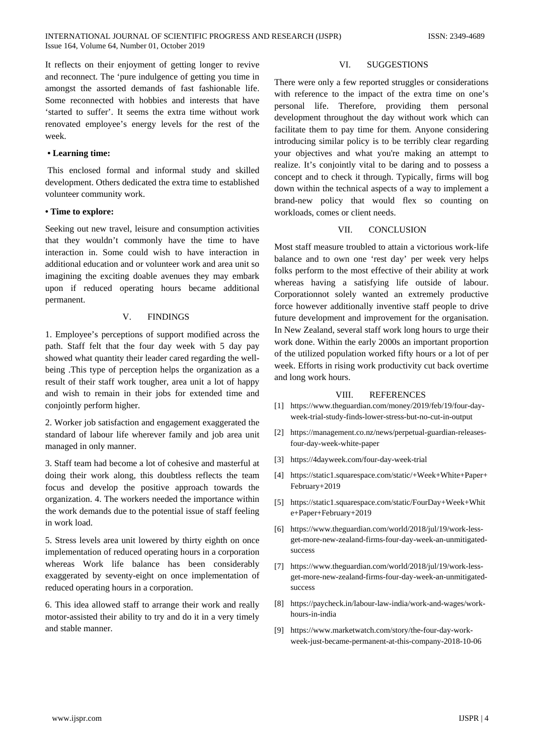It reflects on their enjoyment of getting longer to revive and reconnect. The 'pure indulgence of getting you time in amongst the assorted demands of fast fashionable life. Some reconnected with hobbies and interests that have 'started to suffer'. It seems the extra time without work renovated employee's energy levels for the rest of the week.

**• Learning time:**

This enclosed formal and informal study and skilled development. Others dedicated the extra time to established volunteer community work.

**• Time to explore:**

Seeking out new travel, leisure and consumption activities that they wouldn't commonly have the time to have interaction in. Some could wish to have interaction in additional education and or volunteer work and area unit so imagining the exciting doable avenues they may embark upon if reduced operating hours became additional permanent.

## V. FINDINGS

1. Employee's perceptions of support modified across the path. Staff felt that the four day week with 5 day pay showed what quantity their leader cared regarding the well-being .This type of perception helps the organization as a result of their staff work tougher, area unit a lot of happy and wish to remain in their jobs for extended time and conjointly perform higher.

2. Worker job satisfaction and engagement exaggerated the standard of labour life wherever family and job area unit managed in only manner.

3. Staff team had become a lot of cohesive and masterful at doing their work along, this doubtless reflects the team focus and develop the positive approach towards the organization. 4. The workers needed the importance within the work demands due to the potential issue of staff feeling in work load.

5. Stress levels area unit lowered by thirty eighth on once implementation of reduced operating hours in a corporation whereas Work life balance has been considerably exaggerated by seventy-eight on once implementation of reduced operating hours in a corporation.

6. This idea allowed staff to arrange their work and really motor-assisted their ability to try and do it in a very timely and stable manner.

## VI. SUGGESTIONS

There were only a few reported struggles or considerations with reference to the impact of the extra time on one's personal life. Therefore, providing them personal development throughout the day without work which can facilitate them to pay time for them. Anyone considering introducing similar policy is to be terribly clear regarding your objectives and what you're making an attempt to realize. It's conjointly vital to be daring and to possess a concept and to check it through. Typically, firms will bog down within the technical aspects of a way to implement a brand-new policy that would flex so counting on workloads, comes or client needs.

## VII. CONCLUSION

Most staff measure troubled to attain a victorious work-life balance and to own one 'rest day' per week very helps folks perform to the most effective of their ability at work whereas having a satisfying life outside of labour. Corporationnot solely wanted an extremely productive force however additionally inventive staff people to drive future development and improvement for the organisation. In New Zealand, several staff work long hours to urge their work done. Within the early 2000s an important proportion of the utilized population worked fifty hours or a lot of per week. Efforts in rising work productivity cut back overtime and long work hours.

## VIII. REFERENCES

[1] https://www.theguardian.com/money/2019/feb/19/four-day-week-trial-study-finds-lower-stress-but-no-cut-in-output

[2] https://management.co.nz/news/perpetual-guardian-releases-four-day-week-white-paper

[3] https://4dayweek.com/four-day-week-trial

[4] https://static1.squarespace.com/static/+Week+White+Paper+February+2019

[5] https://static1.squarespace.com/static/FourDay+Week+White+Paper+February+2019

[6] https://www.theguardian.com/world/2018/jul/19/work-less-get-more-new-zealand-firms-four-day-week-an-unmitigated-success

[7] https://www.theguardian.com/world/2018/jul/19/work-less-get-more-new-zealand-firms-four-day-week-an-unmitigated-success

[8] https://paycheck.in/labour-law-india/work-and-wages/work-hours-in-india

[9] https://www.marketwatch.com/story/the-four-day-work-week-just-became-permanent-at-this-company-2018-10-06